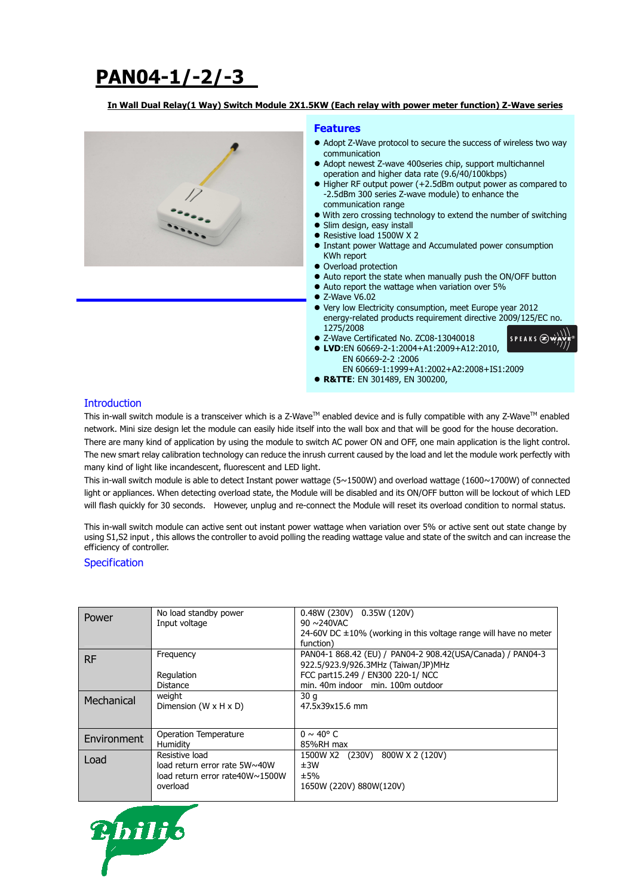# PAN04-1/-2/-3

**In Wall Dual Relay(1 Way) Switch Module 2X1.5KW (Each relay with power meter function) Z-Wave series**

## Features

- Adopt Z-Wave protocol to secure the success of wireless two way communication
- Adopt newest Z-wave 400series chip, support multichannel operation and higher data rate (9.6/40/100kbps)
- Higher RF output power (+2.5dBm output power as compared to -2.5dBm 300 series Z-wave module) to enhance the communication range
- With zero crossing technology to extend the number of switching
- Slim design, easy install
- Resistive load 1500W X 2
- Instant power Wattage and Accumulated power consumption KWh report
- Overload protection
- Auto report the state when manually push the ON/OFF button
- Auto report the wattage when variation over 5%
- Z-Wave V6.02
- Very low Electricity consumption, meet Europe year 2012 energy-related products requirement directive 2009/125/EC no. 1275/2008
- Z-Wave Certificated No. ZC08-13040018
- **LVD**:EN 60669-2-1:2004+A1:2009+A12:2010,
  EN 60669-2-2 :2006
  EN 60669-1:1999+A1:2002+A2:2008+IS1:2009
- **R&TTE**: EN 301489, EN 300200,

## Introduction

This in-wall switch module is a transceiver which is a Z-Wave™ enabled device and is fully compatible with any Z-Wave™ enabled network. Mini size design let the module can easily hide itself into the wall box and that will be good for the house decoration. There are many kind of application by using the module to switch AC power ON and OFF, one main application is the light control. The new smart relay calibration technology can reduce the inrush current caused by the load and let the module work perfectly with many kind of light like incandescent, fluorescent and LED light.

This in-wall switch module is able to detect Instant power wattage (5~1500W) and overload wattage (1600~1700W) of connected light or appliances. When detecting overload state, the Module will be disabled and its ON/OFF button will be lockout of which LED will flash quickly for 30 seconds.  However, unplug and re-connect the Module will reset its overload condition to normal status.

This in-wall switch module can active sent out instant power wattage when variation over 5% or active sent out state change by using S1,S2 input , this allows the controller to avoid polling the reading wattage value and state of the switch and can increase the efficiency of controller.

## Specification

| | | |
|---|---|---|
| Power | No load standby power<br>Input voltage | 0.48W (230V)  0.35W (120V)<br>90 ~240VAC<br>24-60V DC ±10% (working in this voltage range will have no meter function) |
| RF | Frequency<br><br>Regulation<br>Distance | PAN04-1 868.42 (EU) / PAN04-2 908.42(USA/Canada) / PAN04-3 922.5/923.9/926.3MHz (Taiwan/JP)MHz<br>FCC part15.249 / EN300 220-1/ NCC<br>min. 40m indoor  min. 100m outdoor |
| Mechanical | weight<br>Dimension (W x H x D) | 30 g<br>47.5x39x15.6 mm |
| Environment | Operation Temperature<br>Humidity | 0 ~ 40° C<br>85%RH max |
| Load | Resistive load<br>load return error rate 5W~40W<br>load return error rate40W~1500W<br>overload | 1500W X2  (230V)  800W X 2 (120V)<br>±3W<br>±5%<br>1650W (220V) 880W(120V) |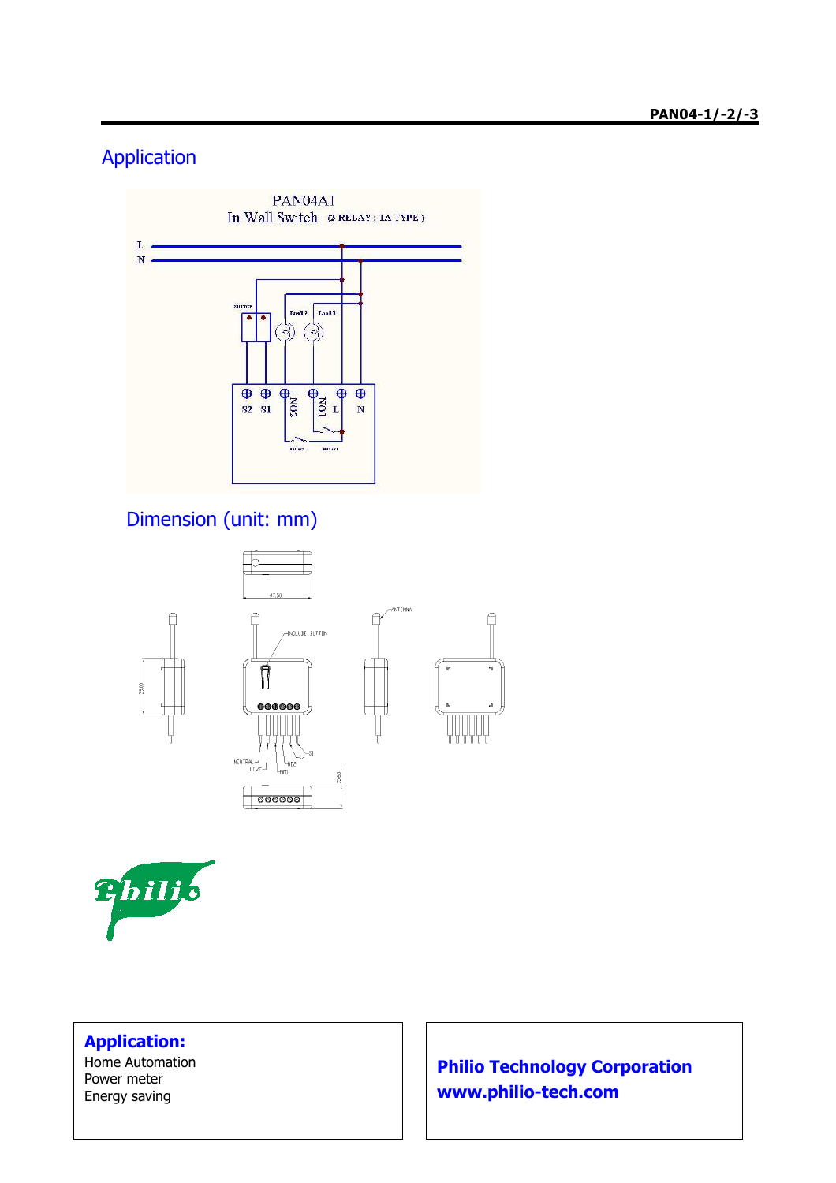## Application

PAN04A1
In Wall Switch (2 RELAY ; 1A TYPE)

L
N
SWITCH
Load 2
Load 1
S2 S1 NO2 NO1 L N
RELAY2 RELAY1

## Dimension (unit: mm)

47.50
ANTENNA
INCLUDE_BUTTON
39.00
NEUTRAL
LIVE
NO2
NO1
S2
S1
17.60

**Application:**
Home Automation
Power meter
Energy saving

**Philio Technology Corporation**
**www.philio-tech.com**